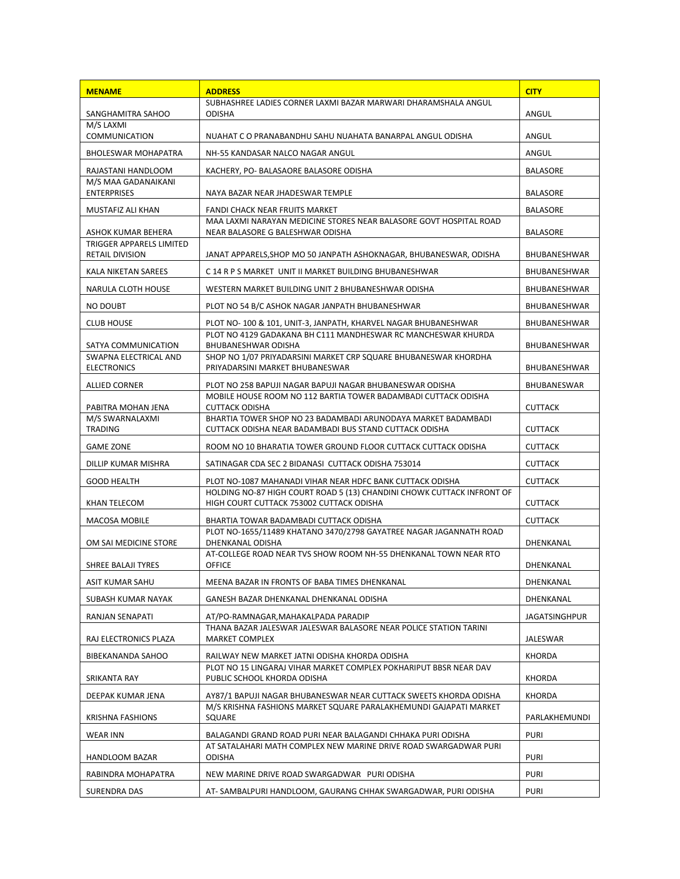| MENAME | ADDRESS | CITY |
|---|---|---|
| SANGHAMITRA SAHOO | SUBHASHREE LADIES CORNER LAXMI BAZAR MARWARI DHARAMSHALA ANGUL ODISHA | ANGUL |
| M/S LAXMI COMMUNICATION | NUAHAT C O PRANABANDHU SAHU NUAHATA BANARPAL ANGUL ODISHA | ANGUL |
| BHOLESWAR MOHAPATRA | NH-55 KANDASAR NALCO NAGAR ANGUL | ANGUL |
| RAJASTANI HANDLOOM | KACHERY, PO- BALASAORE BALASORE ODISHA | BALASORE |
| M/S MAA GADANAIKANI ENTERPRISES | NAYA BAZAR NEAR JHADESWAR TEMPLE | BALASORE |
| MUSTAFIZ ALI KHAN | FANDI CHACK NEAR FRUITS MARKET | BALASORE |
| ASHOK KUMAR BEHERA | MAA LAXMI NARAYAN MEDICINE STORES NEAR BALASORE GOVT HOSPITAL ROAD NEAR BALASORE G BALESHWAR ODISHA | BALASORE |
| TRIGGER APPARELS LIMITED RETAIL DIVISION | JANAT APPARELS,SHOP MO 50 JANPATH ASHOKNAGAR, BHUBANESWAR, ODISHA | BHUBANESHWAR |
| KALA NIKETAN SAREES | C 14 R P S MARKET UNIT II MARKET BUILDING BHUBANESHWAR | BHUBANESHWAR |
| NARULA CLOTH HOUSE | WESTERN MARKET BUILDING UNIT 2 BHUBANESHWAR ODISHA | BHUBANESHWAR |
| NO DOUBT | PLOT NO 54 B/C ASHOK NAGAR JANPATH BHUBANESHWAR | BHUBANESHWAR |
| CLUB HOUSE | PLOT NO- 100 & 101, UNIT-3, JANPATH, KHARVEL NAGAR BHUBANESHWAR | BHUBANESHWAR |
| SATYA COMMUNICATION | PLOT NO 4129 GADAKANA BH C111 MANDHESWAR RC MANCHESWAR KHURDA BHUBANESHWAR ODISHA | BHUBANESHWAR |
| SWAPNA ELECTRICAL AND ELECTRONICS | SHOP NO 1/07 PRIYADARSINI MARKET CRP SQUARE BHUBANESWAR KHORDHA PRIYADARSINI MARKET BHUBANESWAR | BHUBANESHWAR |
| ALLIED CORNER | PLOT NO 258 BAPUJI NAGAR BAPUJI NAGAR BHUBANESWAR ODISHA | BHUBANESWAR |
| PABITRA MOHAN JENA | MOBILE HOUSE ROOM NO 112 BARTIA TOWER BADAMBADI CUTTACK ODISHA CUTTACK ODISHA | CUTTACK |
| M/S SWARNALAXMI TRADING | BHARTIA TOWER SHOP NO 23 BADAMBADI ARUNODAYA MARKET BADAMBADI CUTTACK ODISHA NEAR BADAMBADI BUS STAND CUTTACK ODISHA | CUTTACK |
| GAME ZONE | ROOM NO 10 BHARATIA TOWER GROUND FLOOR CUTTACK CUTTACK ODISHA | CUTTACK |
| DILLIP KUMAR MISHRA | SATINAGAR CDA SEC 2 BIDANASI CUTTACK ODISHA 753014 | CUTTACK |
| GOOD HEALTH | PLOT NO-1087 MAHANADI VIHAR NEAR HDFC BANK CUTTACK ODISHA | CUTTACK |
| KHAN TELECOM | HOLDING NO-87 HIGH COURT ROAD 5 (13) CHANDINI CHOWK CUTTACK INFRONT OF HIGH COURT CUTTACK 753002 CUTTACK ODISHA | CUTTACK |
| MACOSA MOBILE | BHARTIA TOWAR BADAMBADI CUTTACK ODISHA | CUTTACK |
| OM SAI MEDICINE STORE | PLOT NO-1655/11489 KHATANO 3470/2798 GAYATREE NAGAR JAGANNATH ROAD DHENKANAL ODISHA | DHENKANAL |
| SHREE BALAJI TYRES | AT-COLLEGE ROAD NEAR TVS SHOW ROOM NH-55 DHENKANAL TOWN NEAR RTO OFFICE | DHENKANAL |
| ASIT KUMAR SAHU | MEENA BAZAR IN FRONTS OF BABA TIMES DHENKANAL | DHENKANAL |
| SUBASH KUMAR NAYAK | GANESH BAZAR DHENKANAL DHENKANAL ODISHA | DHENKANAL |
| RANJAN SENAPATI | AT/PO-RAMNAGAR,MAHAKALPADA PARADIP | JAGATSINGHPUR |
| RAJ ELECTRONICS PLAZA | THANA BAZAR JALESWAR JALESWAR BALASORE NEAR POLICE STATION TARINI MARKET COMPLEX | JALESWAR |
| BIBEKANANDA SAHOO | RAILWAY NEW MARKET JATNI ODISHA KHORDA ODISHA | KHORDA |
| SRIKANTA RAY | PLOT NO 15 LINGARAJ VIHAR MARKET COMPLEX POKHARIPUT BBSR NEAR DAV PUBLIC SCHOOL KHORDA ODISHA | KHORDA |
| DEEPAK KUMAR JENA | AY87/1 BAPUJI NAGAR BHUBANESWAR NEAR CUTTACK SWEETS KHORDA ODISHA | KHORDA |
| KRISHNA FASHIONS | M/S KRISHNA FASHIONS MARKET SQUARE PARALAKHEMUNDI GAJAPATI MARKET SQUARE | PARLAKHEMUNDI |
| WEAR INN | BALAGANDI GRAND ROAD PURI NEAR BALAGANDI CHHAKA PURI ODISHA | PURI |
| HANDLOOM BAZAR | AT SATALAHARI MATH COMPLEX NEW MARINE DRIVE ROAD SWARGADWAR PURI ODISHA | PURI |
| RABINDRA MOHAPATRA | NEW MARINE DRIVE ROAD SWARGADWAR PURI ODISHA | PURI |
| SURENDRA DAS | AT- SAMBALPURI HANDLOOM, GAURANG CHHAK SWARGADWAR, PURI ODISHA | PURI |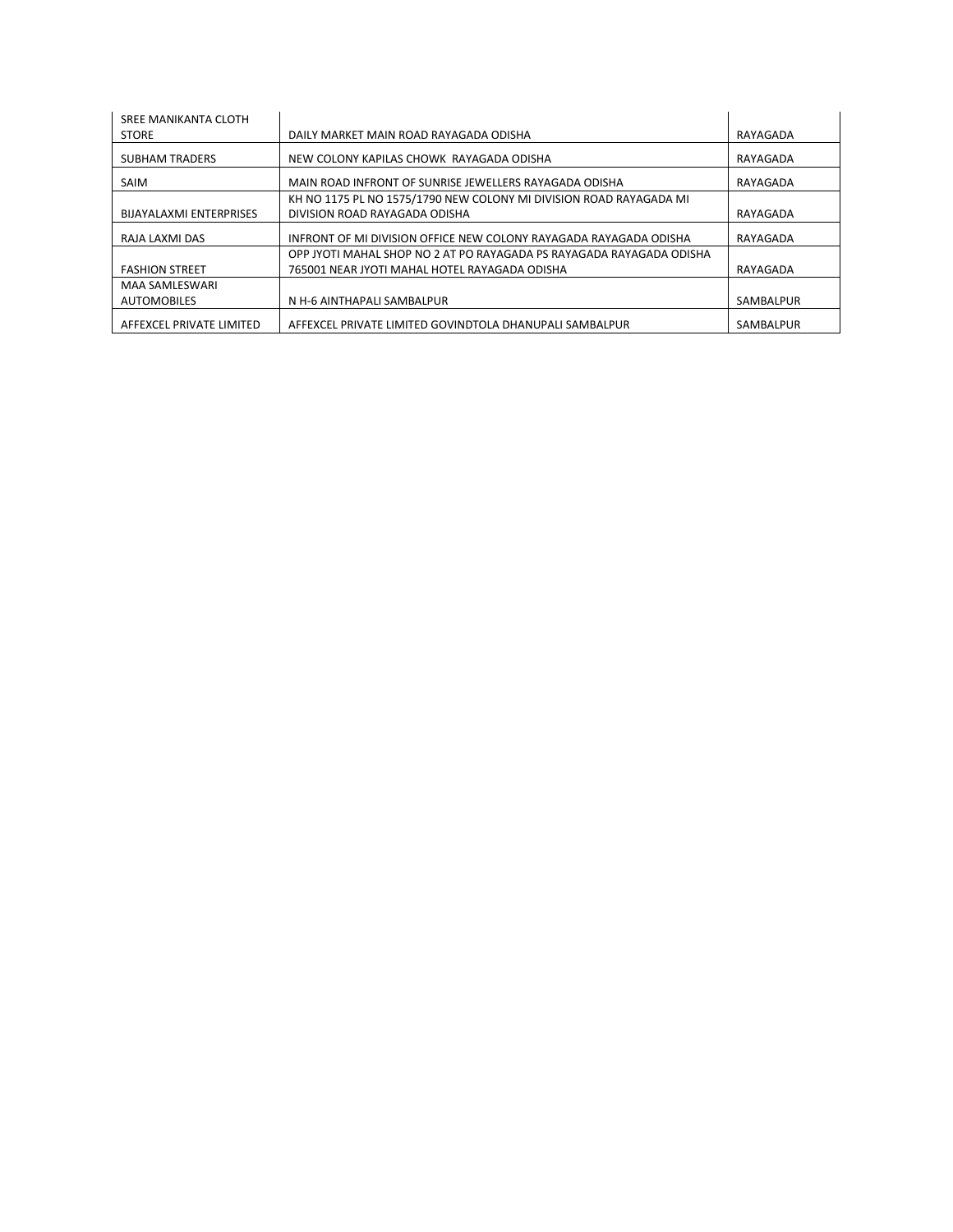| | | |
| --- | --- | --- |
| SREE MANIKANTA CLOTH STORE | DAILY MARKET MAIN ROAD RAYAGADA ODISHA | RAYAGADA |
| SUBHAM TRADERS | NEW COLONY KAPILAS CHOWK RAYAGADA ODISHA | RAYAGADA |
| SAIM | MAIN ROAD INFRONT OF SUNRISE JEWELLERS RAYAGADA ODISHA | RAYAGADA |
| BIJAYALAXMI ENTERPRISES | KH NO 1175 PL NO 1575/1790 NEW COLONY MI DIVISION ROAD RAYAGADA MI DIVISION ROAD RAYAGADA ODISHA | RAYAGADA |
| RAJA LAXMI DAS | INFRONT OF MI DIVISION OFFICE NEW COLONY RAYAGADA RAYAGADA ODISHA | RAYAGADA |
| FASHION STREET | OPP JYOTI MAHAL SHOP NO 2 AT PO RAYAGADA PS RAYAGADA RAYAGADA ODISHA 765001 NEAR JYOTI MAHAL HOTEL RAYAGADA ODISHA | RAYAGADA |
| MAA SAMLESWARI AUTOMOBILES | N H-6 AINTHAPALI SAMBALPUR | SAMBALPUR |
| AFFEXCEL PRIVATE LIMITED | AFFEXCEL PRIVATE LIMITED GOVINDTOLA DHANUPALI SAMBALPUR | SAMBALPUR |